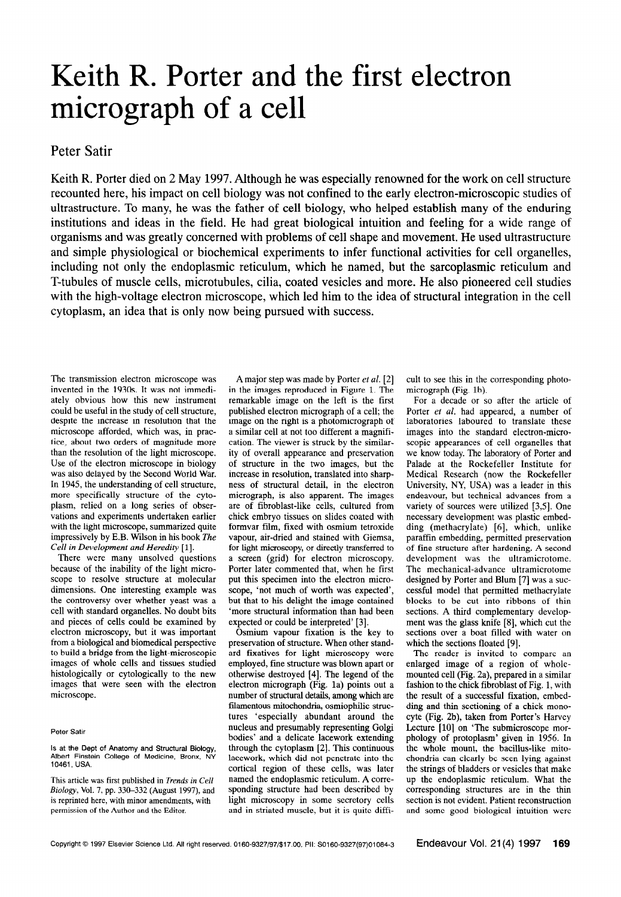# Keith R. Porter and the first electron micrograph of a cell

## Peter Satir

Keith R. Porter died on 2 May 1997. Although he was especially renowned for the work on cell structure recounted here, his impact on cell biology was not confined to the early electron-microscopic studies of ultrastructure. To many, he was the father of cell biology, who helped establish many of the enduring institutions and ideas in the field. He had great biological intuition and feeling for a wide range of organisms and was greatly concerned with problems of cell shape and movement. He used ultrastructure and simple physiological or biochemical experiments to infer functional activities for cell organelles, including not only the endoplasmic reticulum, which he named, but the sarcoplasmic reticulum and T-tubules of muscle cells, microtubules, cilia, coated vesicles and more. He also pioneered cell studies with the high-voltage electron microscope, which led him to the idea of structural integration in the cell cytoplasm, an idea that is only now being pursued with success.

The transmission electron microscope was invented in the 1930s. It was not immediately obvious how this new instrument could be useful in the study of cell structure, despite the increase in resolution that the microscope afforded, which was, in practice, about two orders of magnitude more than the resolution of the light microscope. Use of the electron microscope in biology was also delayed by the Second World War. In 1945, the understanding of cell structure, more specifically structure of the cytoplasm, relied on a long series of observations and experiments undertaken earlier with the light microscope, summarized quite impressively by E.B. Wilson in his book *The Cell in Development and Heredity* [1].

There were many unsolved questions because of the inability of the light microscope to resolve structure at molecular dimensions. One interesting example was the controversy over whether yeast was a cell with standard organelles. No doubt bits and pieces of cells could be examined by electron microscopy, but it was important from a biological and biomedical perspective to build a bridge from the light-microscopic images of whole cells and tissues studied histologically or cytologically to the new images that were seen with the electron microscope.

Peter Satir

Is at the Dept of Anatomy and Structural Biology, Albert Einstein College of Medicine, Bronx, NY 10461, USA.

This article was first published in *Trends in Cell Biology*, Vol. 7, pp. 330–332 (August 1997), and is reprinted here, with minor amendments, with permission of the Author and the Editor.

A major step was made by Porter *et al.* [2] in the images reproduced in Figure 1. The remarkable image on the left is the first published electron micrograph of a cell; the image on the right is a photomicrograph of a similar cell at not too different a magnification. The viewer is struck by the similarity of overall appearance and preservation of structure in the two images, but the increase in resolution, translated into sharpness of structural detail, in the electron micrograph, is also apparent. The images are of fibroblast-like cells, cultured from chick embryo tissues on slides coated with formvar film, fixed with osmium tetroxide vapour, air-dried and stained with Giemsa, for light microscopy, or directly transferred to a screen (grid) for electron microscopy. Porter later commented that, when he first put this specimen into the electron microscope, 'not much of worth was expected', but that to his delight the image contained 'more structural information than had been expected or could be interpreted' [3].

Osmium vapour fixation is the key to preservation of structure. When other standard fixatives for light microscopy were employed, fine structure was blown apart or otherwise destroyed [4]. The legend of the electron micrograph (Fig. 1a) points out a number of structural details, among which are filamentous mitochondria, osmiophilic structures 'especially abundant around the nucleus and presumably representing Golgi bodies' and a delicate lacework extending through the cytoplasm [2]. This continuous lacework, which did not penetrate into the cortical region of these cells, was later named the endoplasmic reticulum. A corresponding structure had been described by light microscopy in some secretory cells and in striated muscle, but it is quite difficult to see this in the corresponding photomicrograph (Fig. 1b).

For a decade or so after the article of Porter *et al.* had appeared, a number of laboratories laboured to translate these images into the standard electron-microscopic appearances of cell organelles that we know today. The laboratory of Porter and Palade at the Rockefeller Institute for Medical Research (now the Rockefeller University, NY, USA) was a leader in this endeavour, but technical advances from a variety of sources were utilized [3,5]. One necessary development was plastic embedding (methacrylate) [6], which, unlike paraffin embedding, permitted preservation of fine structure after hardening. A second development was the ultramicrotome. The mechanical-advance ultramicrotome designed by Porter and Blum [7] was a successful model that permitted methacrylate blocks to be cut into ribbons of thin sections. A third complementary development was the glass knife [8], which cut the sections over a boat filled with water on which the sections floated [9].

The reader is invited to compare an enlarged image of a region of whole-mounted cell (Fig. 2a), prepared in a similar fashion to the chick fibroblast of Fig. 1, with the result of a successful fixation, embedding and thin sectioning of a chick monocyte (Fig. 2b), taken from Porter's Harvey Lecture [10] on 'The submicroscope morphology of protoplasm' given in 1956. In the whole mount, the bacillus-like mitochondria can clearly be seen lying against the strings of bladders or vesicles that make up the endoplasmic reticulum. What the corresponding structures are in the thin section is not evident. Patient reconstruction and some good biological intuition were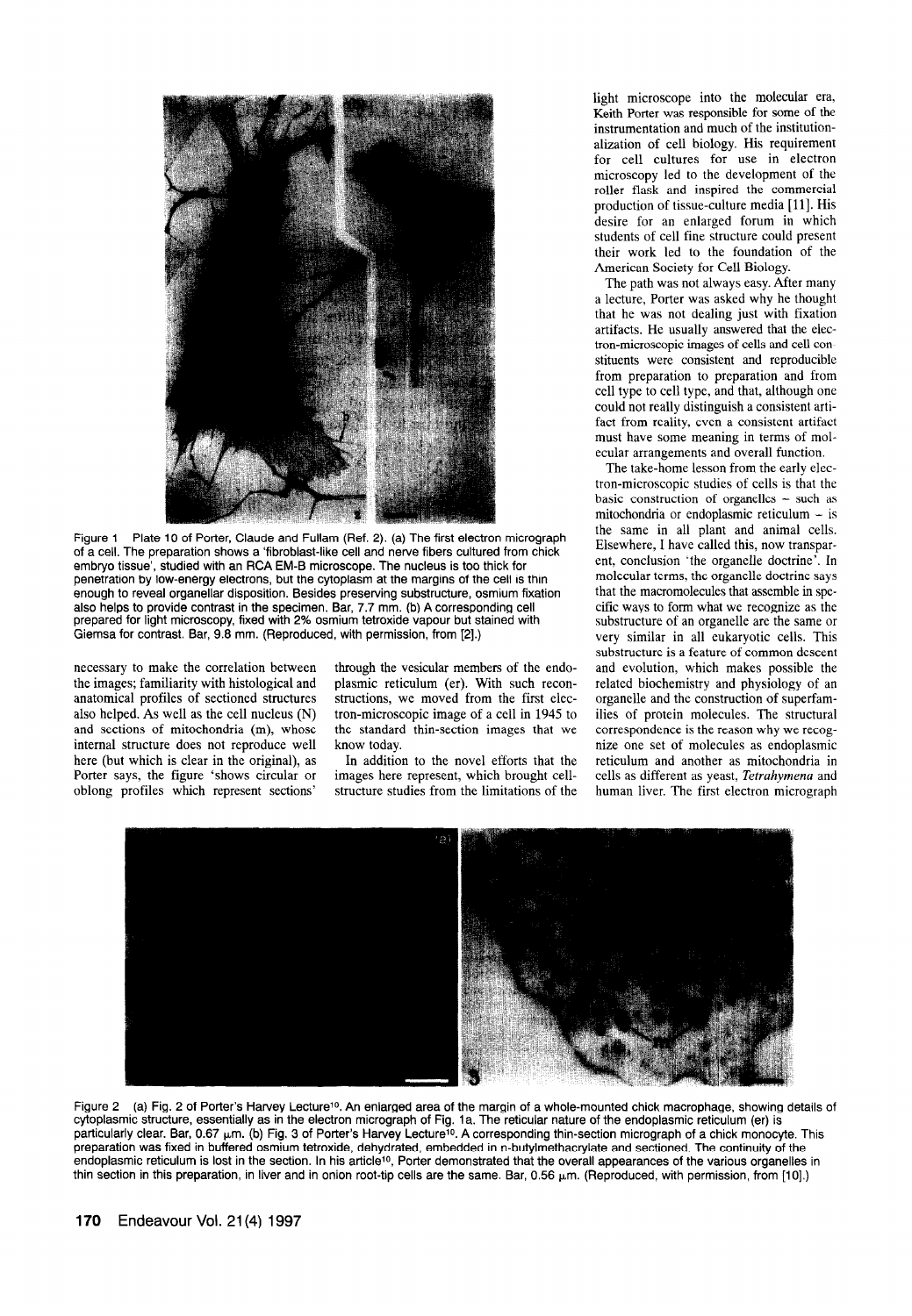Figure 1 Plate 10 of Porter, Claude and Fullam (Ref. 2). (a) The first electron micrograph of a cell. The preparation shows a 'fibroblast-like cell and nerve fibers cultured from chick embryo tissue', studied with an RCA EM-B microscope. The nucleus is too thick for penetration by low-energy electrons, but the cytoplasm at the margins of the cell is thin enough to reveal organellar disposition. Besides preserving substructure, osmium fixation also helps to provide contrast in the specimen. Bar, 7.7 mm. (b) A corresponding cell prepared for light microscopy, fixed with 2% osmium tetroxide vapour but stained with Giemsa for contrast. Bar, 9.8 mm. (Reproduced, with permission, from [2].)

necessary to make the correlation between the images; familiarity with histological and anatomical profiles of sectioned structures also helped. As well as the cell nucleus (N) and sections of mitochondria (m), whose internal structure does not reproduce well here (but which is clear in the original), as Porter says, the figure 'shows circular or oblong profiles which represent sections' through the vesicular members of the endoplasmic reticulum (er). With such reconstructions, we moved from the first electron-microscopic image of a cell in 1945 to the standard thin-section images that we know today.

In addition to the novel efforts that the images here represent, which brought cell-structure studies from the limitations of the light microscope into the molecular era, Keith Porter was responsible for some of the instrumentation and much of the institutionalization of cell biology. His requirement for cell cultures for use in electron microscopy led to the development of the roller flask and inspired the commercial production of tissue-culture media [11]. His desire for an enlarged forum in which students of cell fine structure could present their work led to the foundation of the American Society for Cell Biology.

The path was not always easy. After many a lecture, Porter was asked why he thought that he was not dealing just with fixation artifacts. He usually answered that the electron-microscopic images of cells and cell constituents were consistent and reproducible from preparation to preparation and from cell type to cell type, and that, although one could not really distinguish a consistent artifact from reality, even a consistent artifact must have some meaning in terms of molecular arrangements and overall function.

The take-home lesson from the early electron-microscopic studies of cells is that the basic construction of organelles – such as mitochondria or endoplasmic reticulum – is the same in all plant and animal cells. Elsewhere, I have called this, now transparent, conclusion 'the organelle doctrine'. In molecular terms, the organelle doctrine says that the macromolecules that assemble in specific ways to form what we recognize as the substructure of an organelle are the same or very similar in all eukaryotic cells. This substructure is a feature of common descent and evolution, which makes possible the related biochemistry and physiology of an organelle and the construction of superfamilies of protein molecules. The structural correspondence is the reason why we recognize one set of molecules as endoplasmic reticulum and another as mitochondria in cells as different as yeast, *Tetrahymena* and human liver. The first electron micrograph

Figure 2 (a) Fig. 2 of Porter's Harvey Lecture[10]. An enlarged area of the margin of a whole-mounted chick macrophage, showing details of cytoplasmic structure, essentially as in the electron micrograph of Fig. 1a. The reticular nature of the endoplasmic reticulum (er) is particularly clear. Bar, 0.67 μm. (b) Fig. 3 of Porter's Harvey Lecture[10]. A corresponding thin-section micrograph of a chick monocyte. This preparation was fixed in buffered osmium tetroxide, dehydrated, embedded in n-butylmethacrylate and sectioned. The continuity of the endoplasmic reticulum is lost in the section. In his article[10], Porter demonstrated that the overall appearances of the various organelles in thin section in this preparation, in liver and in onion root-tip cells are the same. Bar, 0.56 μm. (Reproduced, with permission, from [10].)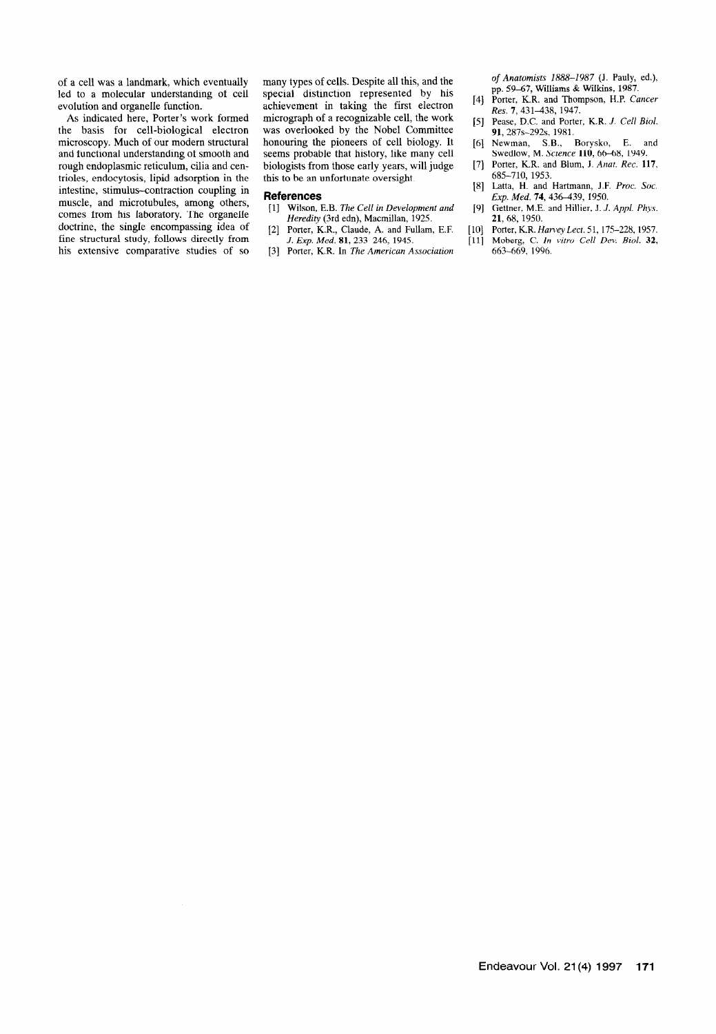of a cell was a landmark, which eventually led to a molecular understanding of cell evolution and organelle function.

As indicated here, Porter's work formed the basis for cell-biological electron microscopy. Much of our modern structural and functional understanding of smooth and rough endoplasmic reticulum, cilia and centrioles, endocytosis, lipid adsorption in the intestine, stimulus–contraction coupling in muscle, and microtubules, among others, comes from his laboratory. The organelle doctrine, the single encompassing idea of fine structural study, follows directly from his extensive comparative studies of so many types of cells. Despite all this, and the special distinction represented by his achievement in taking the first electron micrograph of a recognizable cell, the work was overlooked by the Nobel Committee honouring the pioneers of cell biology. It seems probable that history, like many cell biologists from those early years, will judge this to be an unfortunate oversight.

## References

[1] Wilson, E.B. *The Cell in Development and Heredity* (3rd edn), Macmillan, 1925.

[2] Porter, K.R., Claude, A. and Fullam, E.F. *J. Exp. Med.* **81**, 233–246, 1945.

[3] Porter, K.R. In *The American Association of Anatomists 1888–1987* (J. Pauly, ed.), pp. 59–67, Williams & Wilkins, 1987.

[4] Porter, K.R. and Thompson, H.P. *Cancer Res.* **7**, 431–438, 1947.

[5] Pease, D.C. and Porter, K.R. *J. Cell Biol.* **91**, 287s–292s, 1981.

[6] Newman, S.B., Borysko, E. and Swedlow, M. *Science* **110**, 66–68, 1949.

[7] Porter, K.R. and Blum, J. *Anat. Rec.* **117**, 685–710, 1953.

[8] Latta, H. and Hartmann, J.F. *Proc. Soc. Exp. Med.* **74**, 436–439, 1950.

[9] Gettner, M.E. and Hillier, J. *J. Appl. Phys.* **21**, 68, 1950.

[10] Porter, K.R. *Harvey Lect.* 51, 175–228, 1957.

[11] Moberg, C. *In vitro Cell Dev. Biol.* **32**, 663–669, 1996.